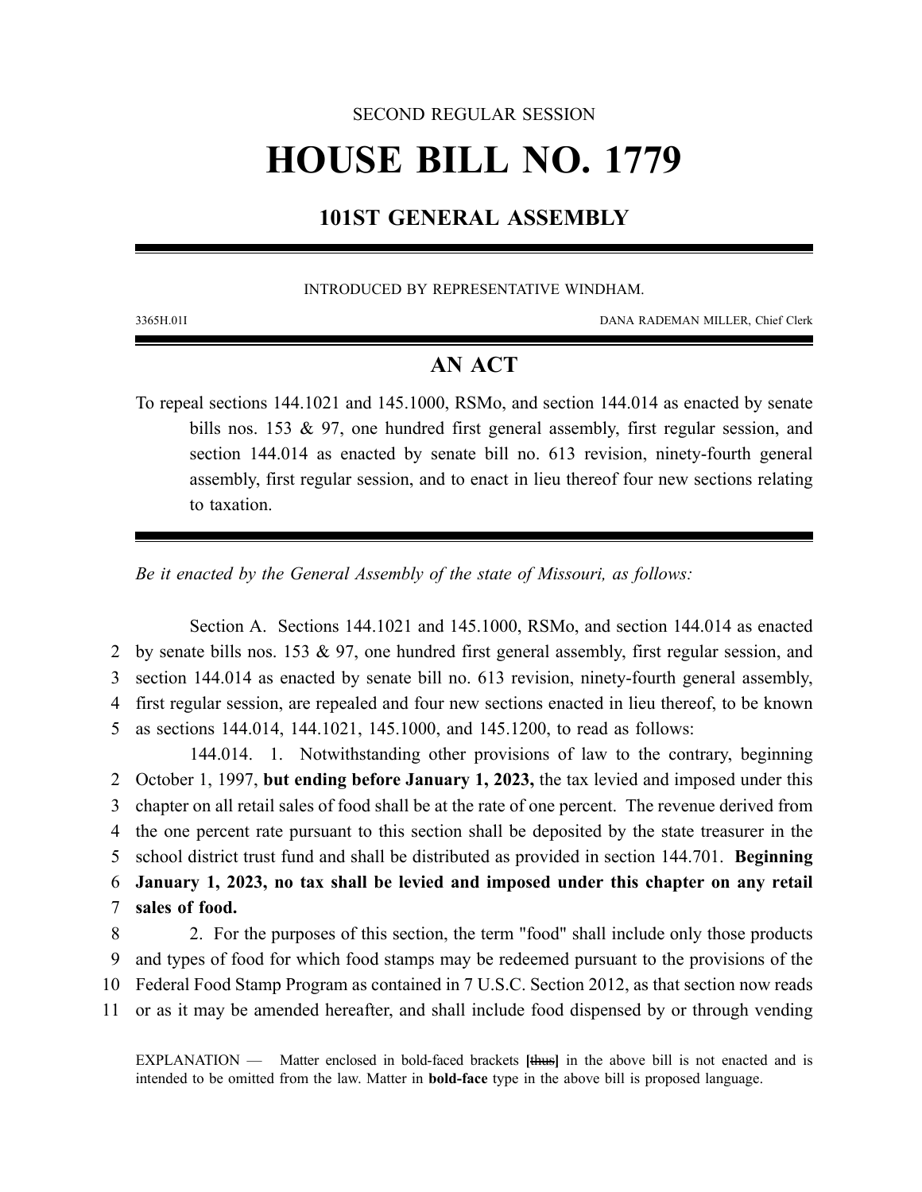SECOND REGULAR SESSION

# HOUSE BILL NO. 1779

## 101ST GENERAL ASSEMBLY

INTRODUCED BY REPRESENTATIVE WINDHAM.

3365H.01I DANA RADEMAN MILLER, Chief Clerk

## AN ACT

To repeal sections 144.1021 and 145.1000, RSMo, and section 144.014 as enacted by senate bills nos. 153 & 97, one hundred first general assembly, first regular session, and section 144.014 as enacted by senate bill no. 613 revision, ninety-fourth general assembly, first regular session, and to enact in lieu thereof four new sections relating to taxation.

*Be it enacted by the General Assembly of the state of Missouri, as follows:*

Section A. Sections 144.1021 and 145.1000, RSMo, and section 144.014 as enacted by senate bills nos. 153 & 97, one hundred first general assembly, first regular session, and section 144.014 as enacted by senate bill no. 613 revision, ninety-fourth general assembly, first regular session, are repealed and four new sections enacted in lieu thereof, to be known as sections 144.014, 144.1021, 145.1000, and 145.1200, to read as follows:

144.014. 1. Notwithstanding other provisions of law to the contrary, beginning October 1, 1997, **but ending before January 1, 2023,** the tax levied and imposed under this chapter on all retail sales of food shall be at the rate of one percent. The revenue derived from the one percent rate pursuant to this section shall be deposited by the state treasurer in the school district trust fund and shall be distributed as provided in section 144.701. **Beginning January 1, 2023, no tax shall be levied and imposed under this chapter on any retail sales of food.**

2. For the purposes of this section, the term "food" shall include only those products and types of food for which food stamps may be redeemed pursuant to the provisions of the Federal Food Stamp Program as contained in 7 U.S.C. Section 2012, as that section now reads or as it may be amended hereafter, and shall include food dispensed by or through vending

EXPLANATION — Matter enclosed in bold-faced brackets **[~~thus~~]** in the above bill is not enacted and is intended to be omitted from the law. Matter in **bold-face** type in the above bill is proposed language.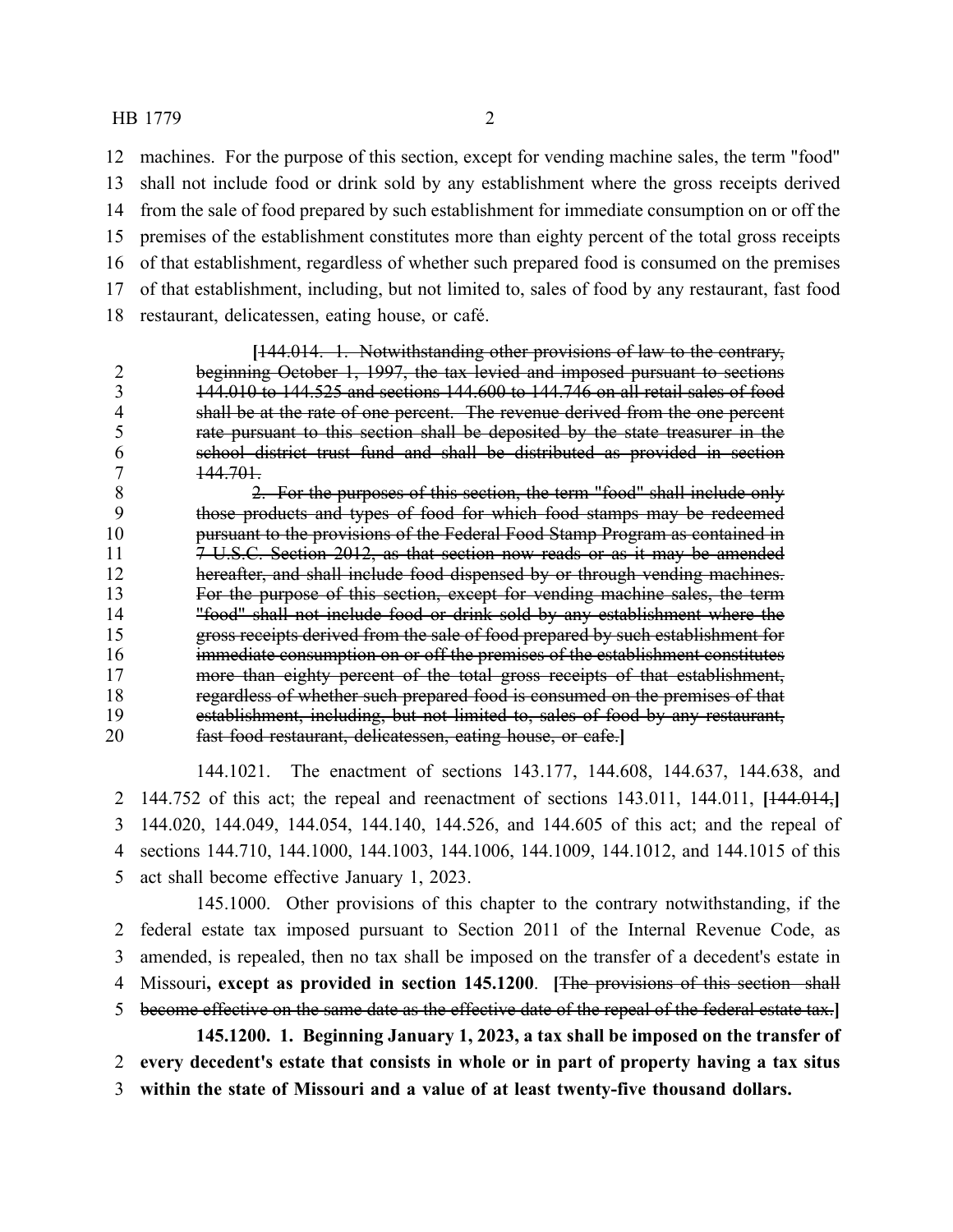machines. For the purpose of this section, except for vending machine sales, the term "food" shall not include food or drink sold by any establishment where the gross receipts derived from the sale of food prepared by such establishment for immediate consumption on or off the premises of the establishment constitutes more than eighty percent of the total gross receipts of that establishment, regardless of whether such prepared food is consumed on the premises of that establishment, including, but not limited to, sales of food by any restaurant, fast food restaurant, delicatessen, eating house, or café.

[~~144.014. 1. Notwithstanding other provisions of law to the contrary, beginning October 1, 1997, the tax levied and imposed pursuant to sections 144.010 to 144.525 and sections 144.600 to 144.746 on all retail sales of food shall be at the rate of one percent. The revenue derived from the one percent rate pursuant to this section shall be deposited by the state treasurer in the school district trust fund and shall be distributed as provided in section 144.701.~~

~~2. For the purposes of this section, the term "food" shall include only those products and types of food for which food stamps may be redeemed pursuant to the provisions of the Federal Food Stamp Program as contained in 7 U.S.C. Section 2012, as that section now reads or as it may be amended hereafter, and shall include food dispensed by or through vending machines. For the purpose of this section, except for vending machine sales, the term "food" shall not include food or drink sold by any establishment where the gross receipts derived from the sale of food prepared by such establishment for immediate consumption on or off the premises of the establishment constitutes more than eighty percent of the total gross receipts of that establishment, regardless of whether such prepared food is consumed on the premises of that establishment, including, but not limited to, sales of food by any restaurant, fast food restaurant, delicatessen, eating house, or cafe.~~]

144.1021. The enactment of sections 143.177, 144.608, 144.637, 144.638, and 144.752 of this act; the repeal and reenactment of sections 143.011, 144.011, [~~144.014,~~] 144.020, 144.049, 144.054, 144.140, 144.526, and 144.605 of this act; and the repeal of sections 144.710, 144.1000, 144.1003, 144.1006, 144.1009, 144.1012, and 144.1015 of this act shall become effective January 1, 2023.

145.1000. Other provisions of this chapter to the contrary notwithstanding, if the federal estate tax imposed pursuant to Section 2011 of the Internal Revenue Code, as amended, is repealed, then no tax shall be imposed on the transfer of a decedent's estate in Missouri**, except as provided in section 145.1200**. [~~The provisions of this section shall become effective on the same date as the effective date of the repeal of the federal estate tax.~~]

**145.1200. 1. Beginning January 1, 2023, a tax shall be imposed on the transfer of every decedent's estate that consists in whole or in part of property having a tax situs within the state of Missouri and a value of at least twenty-five thousand dollars.**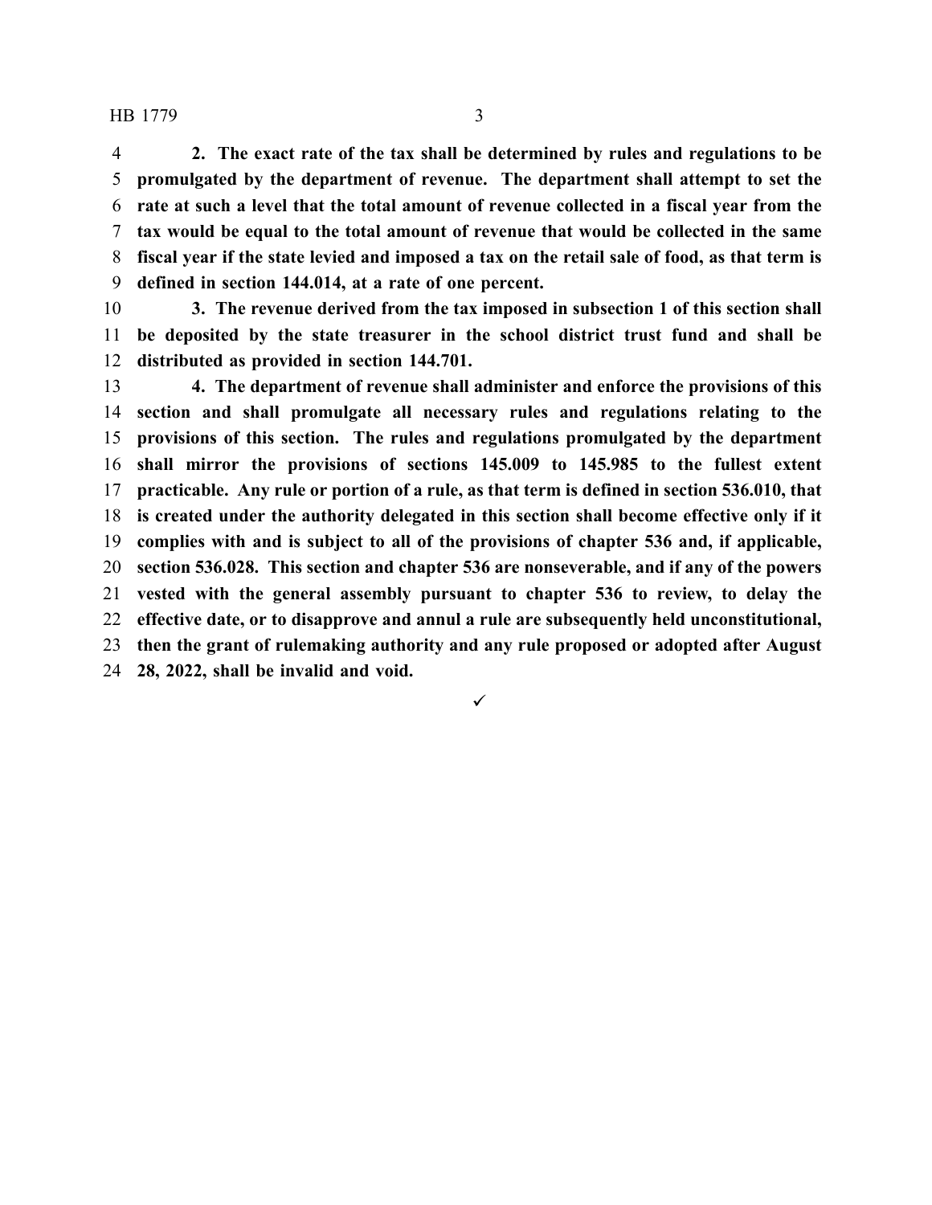**2. The exact rate of the tax shall be determined by rules and regulations to be promulgated by the department of revenue. The department shall attempt to set the rate at such a level that the total amount of revenue collected in a fiscal year from the tax would be equal to the total amount of revenue that would be collected in the same fiscal year if the state levied and imposed a tax on the retail sale of food, as that term is defined in section 144.014, at a rate of one percent.**

**3. The revenue derived from the tax imposed in subsection 1 of this section shall be deposited by the state treasurer in the school district trust fund and shall be distributed as provided in section 144.701.**

**4. The department of revenue shall administer and enforce the provisions of this section and shall promulgate all necessary rules and regulations relating to the provisions of this section. The rules and regulations promulgated by the department shall mirror the provisions of sections 145.009 to 145.985 to the fullest extent practicable. Any rule or portion of a rule, as that term is defined in section 536.010, that is created under the authority delegated in this section shall become effective only if it complies with and is subject to all of the provisions of chapter 536 and, if applicable, section 536.028. This section and chapter 536 are nonseverable, and if any of the powers vested with the general assembly pursuant to chapter 536 to review, to delay the effective date, or to disapprove and annul a rule are subsequently held unconstitutional, then the grant of rulemaking authority and any rule proposed or adopted after August 28, 2022, shall be invalid and void.**

✓